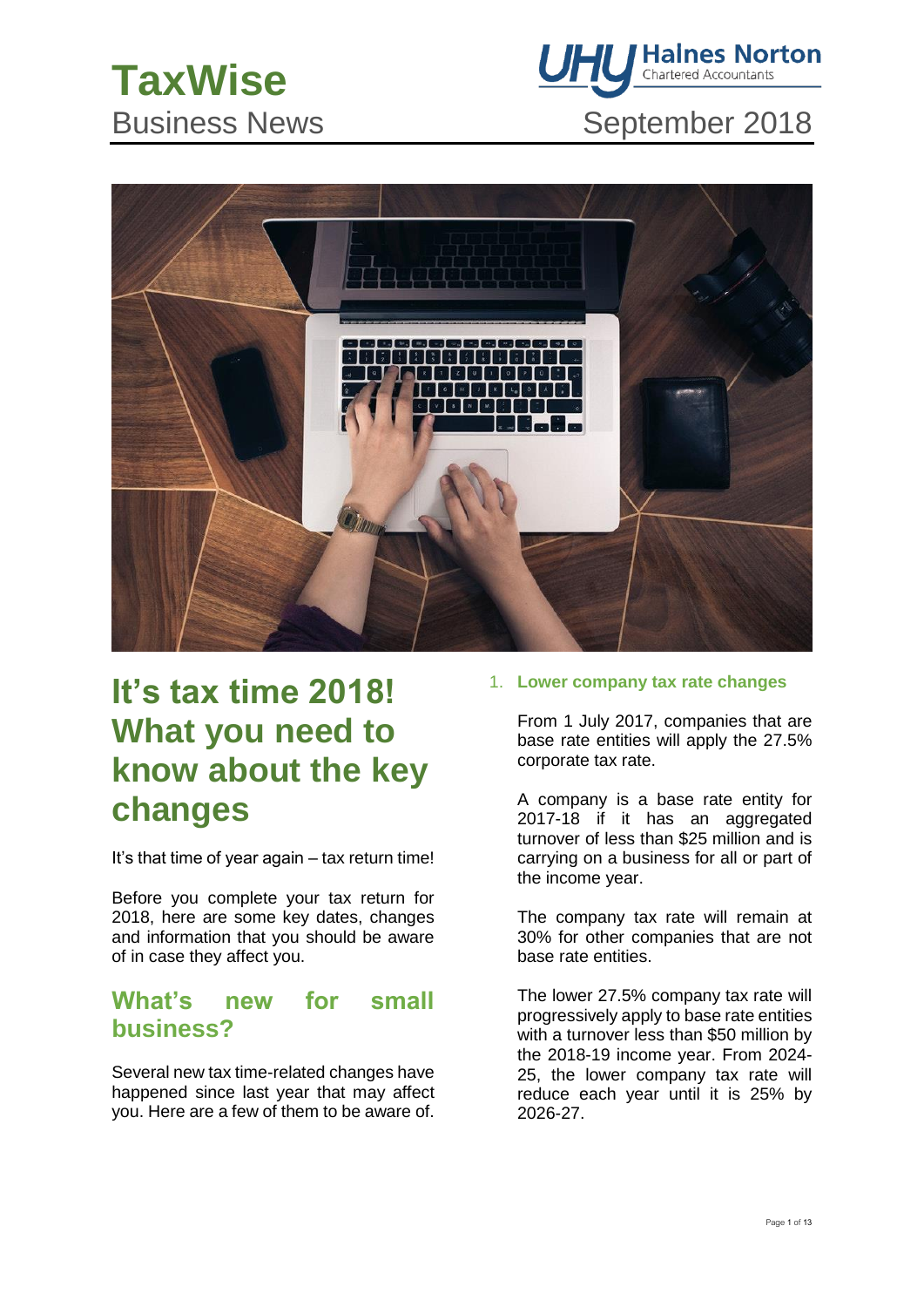# TaxWise
Business News

September 2018

# It's tax time 2018! What you need to know about the key changes

It's that time of year again – tax return time!

Before you complete your tax return for 2018, here are some key dates, changes and information that you should be aware of in case they affect you.

## What's new for small business?

Several new tax time-related changes have happened since last year that may affect you. Here are a few of them to be aware of.

1. **Lower company tax rate changes**

   From 1 July 2017, companies that are base rate entities will apply the 27.5% corporate tax rate.

   A company is a base rate entity for 2017-18 if it has an aggregated turnover of less than $25 million and is carrying on a business for all or part of the income year.

   The company tax rate will remain at 30% for other companies that are not base rate entities.

   The lower 27.5% company tax rate will progressively apply to base rate entities with a turnover less than $50 million by the 2018-19 income year. From 2024-25, the lower company tax rate will reduce each year until it is 25% by 2026-27.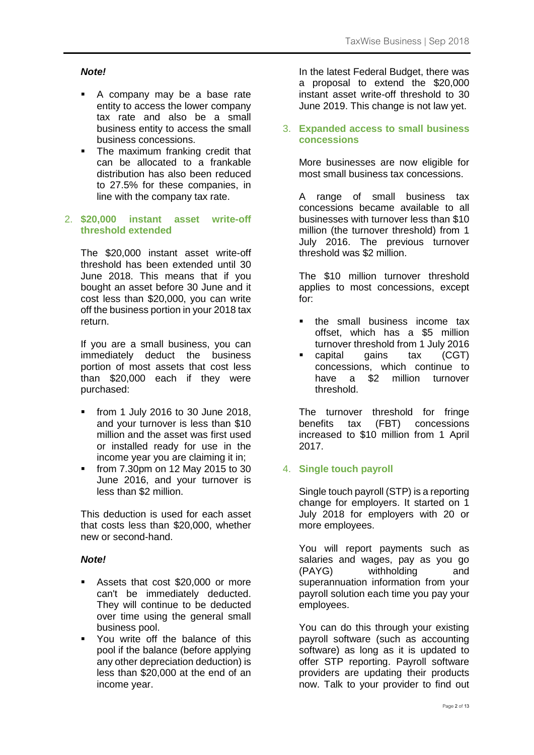***Note!***

- A company may be a base rate entity to access the lower company tax rate and also be a small business entity to access the small business concessions.
- The maximum franking credit that can be allocated to a frankable distribution has also been reduced to 27.5% for these companies, in line with the company tax rate.

## 2. $20,000 instant asset write-off threshold extended

The $20,000 instant asset write-off threshold has been extended until 30 June 2018. This means that if you bought an asset before 30 June and it cost less than $20,000, you can write off the business portion in your 2018 tax return.

If you are a small business, you can immediately deduct the business portion of most assets that cost less than $20,000 each if they were purchased:

- from 1 July 2016 to 30 June 2018, and your turnover is less than $10 million and the asset was first used or installed ready for use in the income year you are claiming it in;
- from 7.30pm on 12 May 2015 to 30 June 2016, and your turnover is less than $2 million.

This deduction is used for each asset that costs less than $20,000, whether new or second-hand.

***Note!***

- Assets that cost $20,000 or more can't be immediately deducted. They will continue to be deducted over time using the general small business pool.
- You write off the balance of this pool if the balance (before applying any other depreciation deduction) is less than $20,000 at the end of an income year.

In the latest Federal Budget, there was a proposal to extend the $20,000 instant asset write-off threshold to 30 June 2019. This change is not law yet.

## 3. Expanded access to small business concessions

More businesses are now eligible for most small business tax concessions.

A range of small business tax concessions became available to all businesses with turnover less than $10 million (the turnover threshold) from 1 July 2016. The previous turnover threshold was $2 million.

The $10 million turnover threshold applies to most concessions, except for:

- the small business income tax offset, which has a $5 million turnover threshold from 1 July 2016
- capital gains tax (CGT) concessions, which continue to have a $2 million turnover threshold.

The turnover threshold for fringe benefits tax (FBT) concessions increased to $10 million from 1 April 2017.

## 4. Single touch payroll

Single touch payroll (STP) is a reporting change for employers. It started on 1 July 2018 for employers with 20 or more employees.

You will report payments such as salaries and wages, pay as you go (PAYG) withholding and superannuation information from your payroll solution each time you pay your employees.

You can do this through your existing payroll software (such as accounting software) as long as it is updated to offer STP reporting. Payroll software providers are updating their products now. Talk to your provider to find out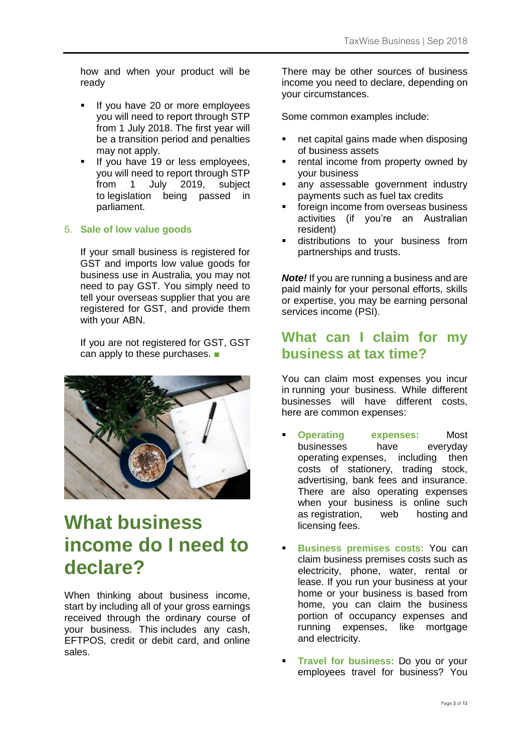how and when your product will be ready

- If you have 20 or more employees you will need to report through STP from 1 July 2018. The first year will be a transition period and penalties may not apply.
- If you have 19 or less employees, you will need to report through STP from 1 July 2019, subject to legislation being passed in parliament.

5. **Sale of low value goods**

If your small business is registered for GST and imports low value goods for business use in Australia, you may not need to pay GST. You simply need to tell your overseas supplier that you are registered for GST, and provide them with your ABN.

If you are not registered for GST, GST can apply to these purchases. ■

# What business income do I need to declare?

When thinking about business income, start by including all of your gross earnings received through the ordinary course of your business. This includes any cash, EFTPOS, credit or debit card, and online sales.

There may be other sources of business income you need to declare, depending on your circumstances.

Some common examples include:

- net capital gains made when disposing of business assets
- rental income from property owned by your business
- any assessable government industry payments such as fuel tax credits
- foreign income from overseas business activities (if you're an Australian resident)
- distributions to your business from partnerships and trusts.

***Note!*** If you are running a business and are paid mainly for your personal efforts, skills or expertise, you may be earning personal services income (PSI).

## What can I claim for my business at tax time?

You can claim most expenses you incur in running your business. While different businesses will have different costs, here are common expenses:

- **Operating expenses:** Most businesses have everyday operating expenses, including then costs of stationery, trading stock, advertising, bank fees and insurance. There are also operating expenses when your business is online such as registration, web hosting and licensing fees.

- **Business premises costs:** You can claim business premises costs such as electricity, phone, water, rental or lease. If you run your business at your home or your business is based from home, you can claim the business portion of occupancy expenses and running expenses, like mortgage and electricity.

- **Travel for business:** Do you or your employees travel for business? You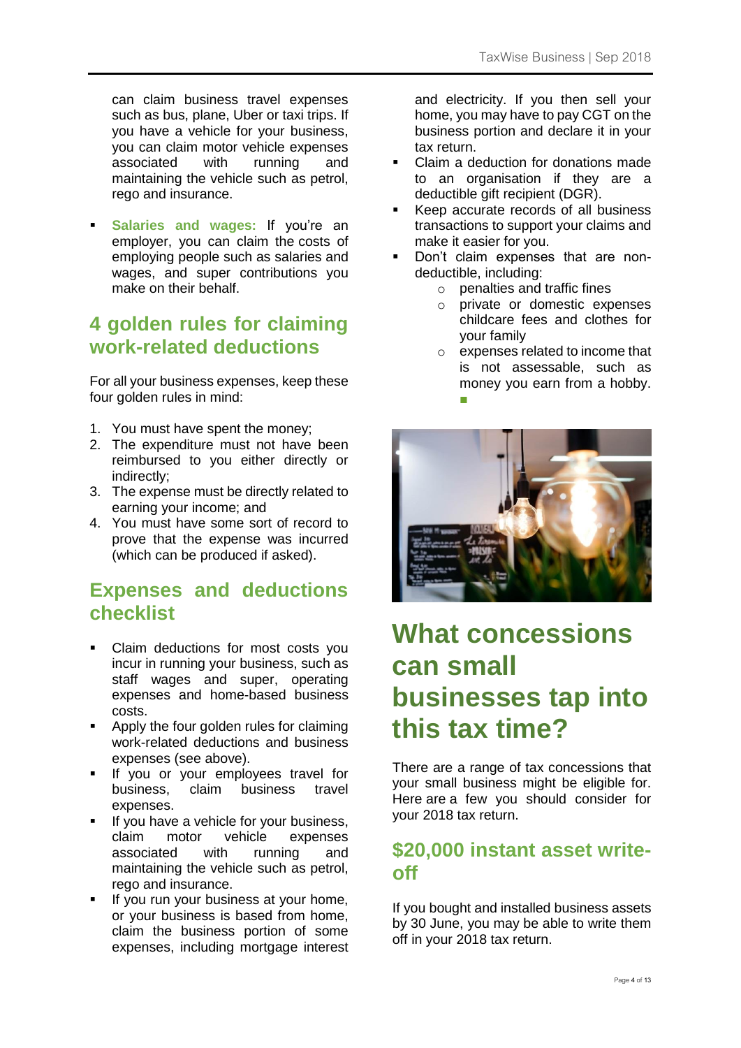can claim business travel expenses such as bus, plane, Uber or taxi trips. If you have a vehicle for your business, you can claim motor vehicle expenses associated with running and maintaining the vehicle such as petrol, rego and insurance.

- **Salaries and wages:** If you're an employer, you can claim the costs of employing people such as salaries and wages, and super contributions you make on their behalf.

## 4 golden rules for claiming work-related deductions

For all your business expenses, keep these four golden rules in mind:

1. You must have spent the money;
2. The expenditure must not have been reimbursed to you either directly or indirectly;
3. The expense must be directly related to earning your income; and
4. You must have some sort of record to prove that the expense was incurred (which can be produced if asked).

## Expenses and deductions checklist

- Claim deductions for most costs you incur in running your business, such as staff wages and super, operating expenses and home-based business costs.
- Apply the four golden rules for claiming work-related deductions and business expenses (see above).
- If you or your employees travel for business, claim business travel expenses.
- If you have a vehicle for your business, claim motor vehicle expenses associated with running and maintaining the vehicle such as petrol, rego and insurance.
- If you run your business at your home, or your business is based from home, claim the business portion of some expenses, including mortgage interest and electricity. If you then sell your home, you may have to pay CGT on the business portion and declare it in your tax return.
- Claim a deduction for donations made to an organisation if they are a deductible gift recipient (DGR).
- Keep accurate records of all business transactions to support your claims and make it easier for you.
- Don't claim expenses that are non-deductible, including:
  - penalties and traffic fines
  - private or domestic expenses childcare fees and clothes for your family
  - expenses related to income that is not assessable, such as money you earn from a hobby. ■

# What concessions can small businesses tap into this tax time?

There are a range of tax concessions that your small business might be eligible for. Here are a few you should consider for your 2018 tax return.

## $20,000 instant asset write-off

If you bought and installed business assets by 30 June, you may be able to write them off in your 2018 tax return.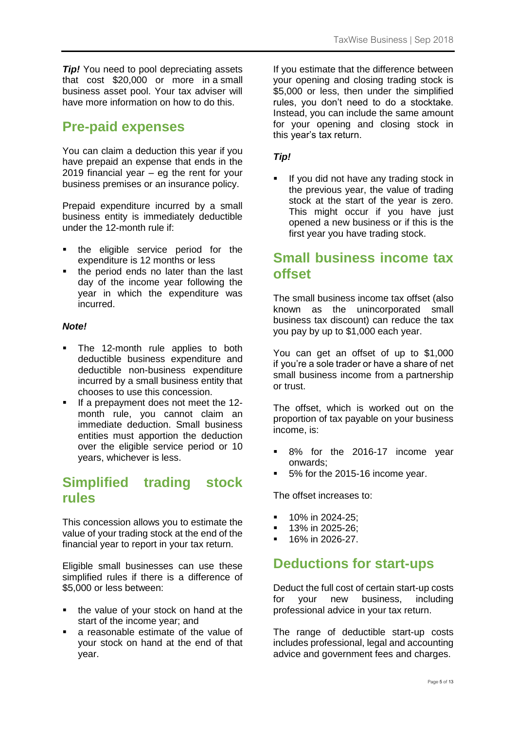***Tip!*** You need to pool depreciating assets that cost $20,000 or more in a small business asset pool. Your tax adviser will have more information on how to do this.

## Pre-paid expenses

You can claim a deduction this year if you have prepaid an expense that ends in the 2019 financial year – eg the rent for your business premises or an insurance policy.

Prepaid expenditure incurred by a small business entity is immediately deductible under the 12-month rule if:

- the eligible service period for the expenditure is 12 months or less
- the period ends no later than the last day of the income year following the year in which the expenditure was incurred.

***Note!***

- The 12-month rule applies to both deductible business expenditure and deductible non-business expenditure incurred by a small business entity that chooses to use this concession.
- If a prepayment does not meet the 12-month rule, you cannot claim an immediate deduction. Small business entities must apportion the deduction over the eligible service period or 10 years, whichever is less.

## Simplified trading stock rules

This concession allows you to estimate the value of your trading stock at the end of the financial year to report in your tax return.

Eligible small businesses can use these simplified rules if there is a difference of $5,000 or less between:

- the value of your stock on hand at the start of the income year; and
- a reasonable estimate of the value of your stock on hand at the end of that year.

If you estimate that the difference between your opening and closing trading stock is $5,000 or less, then under the simplified rules, you don't need to do a stocktake. Instead, you can include the same amount for your opening and closing stock in this year's tax return.

***Tip!***

- If you did not have any trading stock in the previous year, the value of trading stock at the start of the year is zero. This might occur if you have just opened a new business or if this is the first year you have trading stock.

## Small business income tax offset

The small business income tax offset (also known as the unincorporated small business tax discount) can reduce the tax you pay by up to $1,000 each year.

You can get an offset of up to $1,000 if you're a sole trader or have a share of net small business income from a partnership or trust.

The offset, which is worked out on the proportion of tax payable on your business income, is:

- 8% for the 2016-17 income year onwards;
- 5% for the 2015-16 income year.

The offset increases to:

- 10% in 2024-25;
- 13% in 2025-26;
- 16% in 2026-27.

## Deductions for start-ups

Deduct the full cost of certain start-up costs for your new business, including professional advice in your tax return.

The range of deductible start-up costs includes professional, legal and accounting advice and government fees and charges.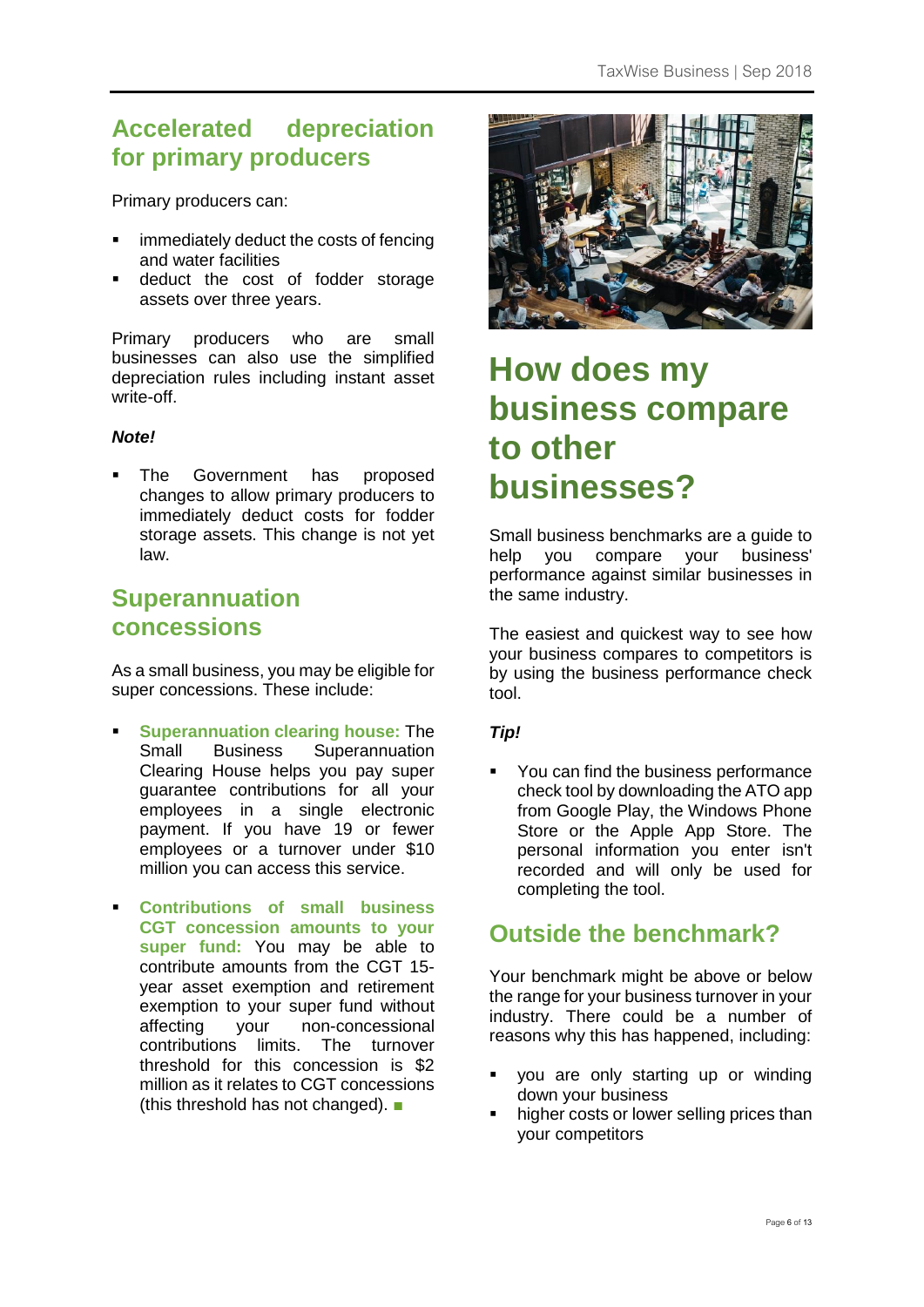## Accelerated depreciation for primary producers

Primary producers can:

- immediately deduct the costs of fencing and water facilities
- deduct the cost of fodder storage assets over three years.

Primary producers who are small businesses can also use the simplified depreciation rules including instant asset write-off.

***Note!***

- The Government has proposed changes to allow primary producers to immediately deduct costs for fodder storage assets. This change is not yet law.

## Superannuation concessions

As a small business, you may be eligible for super concessions. These include:

- **Superannuation clearing house:** The Small Business Superannuation Clearing House helps you pay super guarantee contributions for all your employees in a single electronic payment. If you have 19 or fewer employees or a turnover under $10 million you can access this service.

- **Contributions of small business CGT concession amounts to your super fund:** You may be able to contribute amounts from the CGT 15-year asset exemption and retirement exemption to your super fund without affecting your non-concessional contributions limits. The turnover threshold for this concession is $2 million as it relates to CGT concessions (this threshold has not changed). ■

# How does my business compare to other businesses?

Small business benchmarks are a guide to help you compare your business' performance against similar businesses in the same industry.

The easiest and quickest way to see how your business compares to competitors is by using the business performance check tool.

***Tip!***

- You can find the business performance check tool by downloading the ATO app from Google Play, the Windows Phone Store or the Apple App Store. The personal information you enter isn't recorded and will only be used for completing the tool.

## Outside the benchmark?

Your benchmark might be above or below the range for your business turnover in your industry. There could be a number of reasons why this has happened, including:

- you are only starting up or winding down your business
- higher costs or lower selling prices than your competitors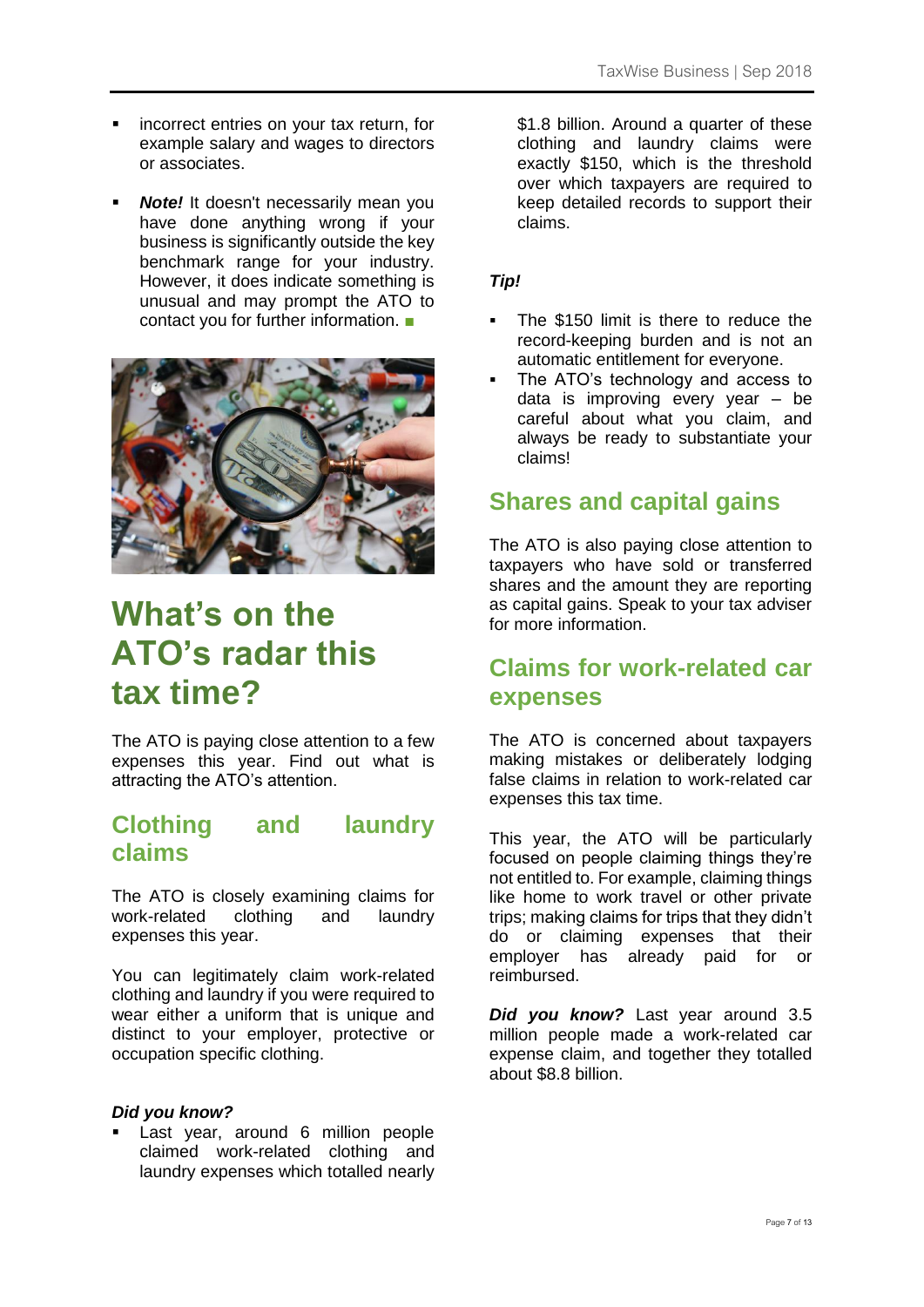- incorrect entries on your tax return, for example salary and wages to directors or associates.
- ***Note!*** It doesn't necessarily mean you have done anything wrong if your business is significantly outside the key benchmark range for your industry. However, it does indicate something is unusual and may prompt the ATO to contact you for further information. ■

# What's on the ATO's radar this tax time?

The ATO is paying close attention to a few expenses this year. Find out what is attracting the ATO's attention.

## Clothing and laundry claims

The ATO is closely examining claims for work-related clothing and laundry expenses this year.

You can legitimately claim work-related clothing and laundry if you were required to wear either a uniform that is unique and distinct to your employer, protective or occupation specific clothing.

***Did you know?***

- Last year, around 6 million people claimed work-related clothing and laundry expenses which totalled nearly $1.8 billion. Around a quarter of these clothing and laundry claims were exactly $150, which is the threshold over which taxpayers are required to keep detailed records to support their claims.

***Tip!***

- The $150 limit is there to reduce the record-keeping burden and is not an automatic entitlement for everyone.
- The ATO's technology and access to data is improving every year – be careful about what you claim, and always be ready to substantiate your claims!

## Shares and capital gains

The ATO is also paying close attention to taxpayers who have sold or transferred shares and the amount they are reporting as capital gains. Speak to your tax adviser for more information.

## Claims for work-related car expenses

The ATO is concerned about taxpayers making mistakes or deliberately lodging false claims in relation to work-related car expenses this tax time.

This year, the ATO will be particularly focused on people claiming things they're not entitled to. For example, claiming things like home to work travel or other private trips; making claims for trips that they didn't do or claiming expenses that their employer has already paid for or reimbursed.

***Did you know?*** Last year around 3.5 million people made a work-related car expense claim, and together they totalled about $8.8 billion.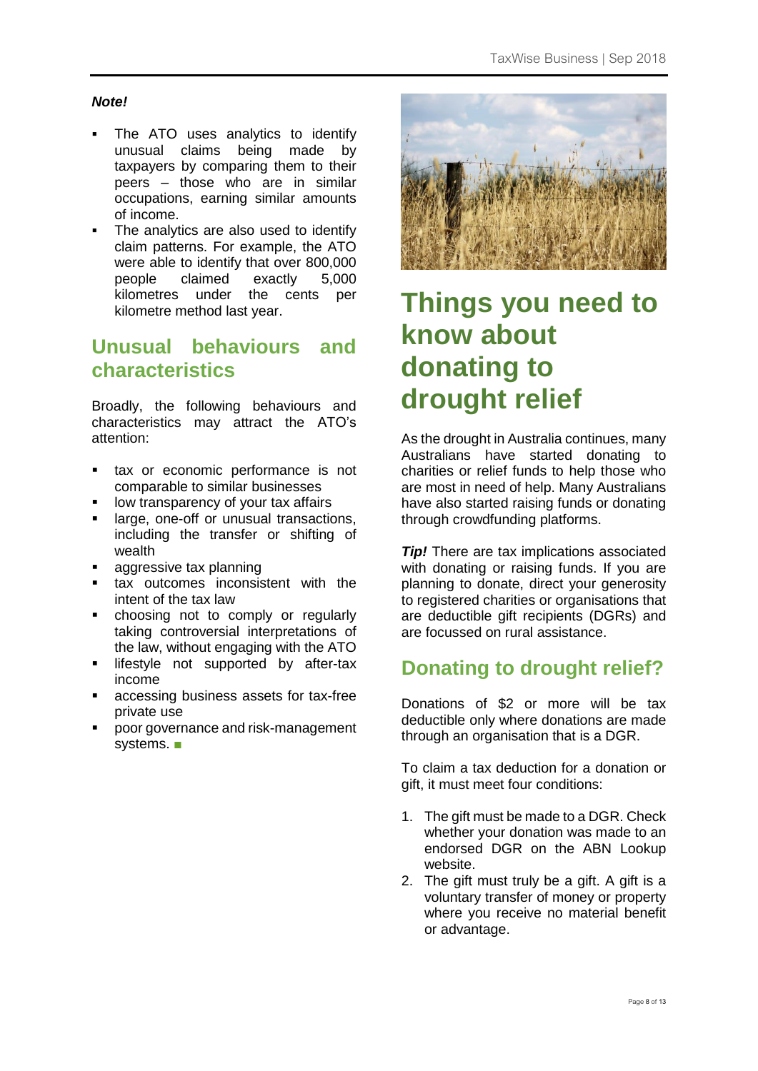***Note!***

- The ATO uses analytics to identify unusual claims being made by taxpayers by comparing them to their peers – those who are in similar occupations, earning similar amounts of income.
- The analytics are also used to identify claim patterns. For example, the ATO were able to identify that over 800,000 people claimed exactly 5,000 kilometres under the cents per kilometre method last year.

## Unusual behaviours and characteristics

Broadly, the following behaviours and characteristics may attract the ATO's attention:

- tax or economic performance is not comparable to similar businesses
- low transparency of your tax affairs
- large, one-off or unusual transactions, including the transfer or shifting of wealth
- aggressive tax planning
- tax outcomes inconsistent with the intent of the tax law
- choosing not to comply or regularly taking controversial interpretations of the law, without engaging with the ATO
- lifestyle not supported by after-tax income
- accessing business assets for tax-free private use
- poor governance and risk-management systems. ■

# Things you need to know about donating to drought relief

As the drought in Australia continues, many Australians have started donating to charities or relief funds to help those who are most in need of help. Many Australians have also started raising funds or donating through crowdfunding platforms.

***Tip!*** There are tax implications associated with donating or raising funds. If you are planning to donate, direct your generosity to registered charities or organisations that are deductible gift recipients (DGRs) and are focussed on rural assistance.

## Donating to drought relief?

Donations of $2 or more will be tax deductible only where donations are made through an organisation that is a DGR.

To claim a tax deduction for a donation or gift, it must meet four conditions:

1. The gift must be made to a DGR. Check whether your donation was made to an endorsed DGR on the ABN Lookup website.
2. The gift must truly be a gift. A gift is a voluntary transfer of money or property where you receive no material benefit or advantage.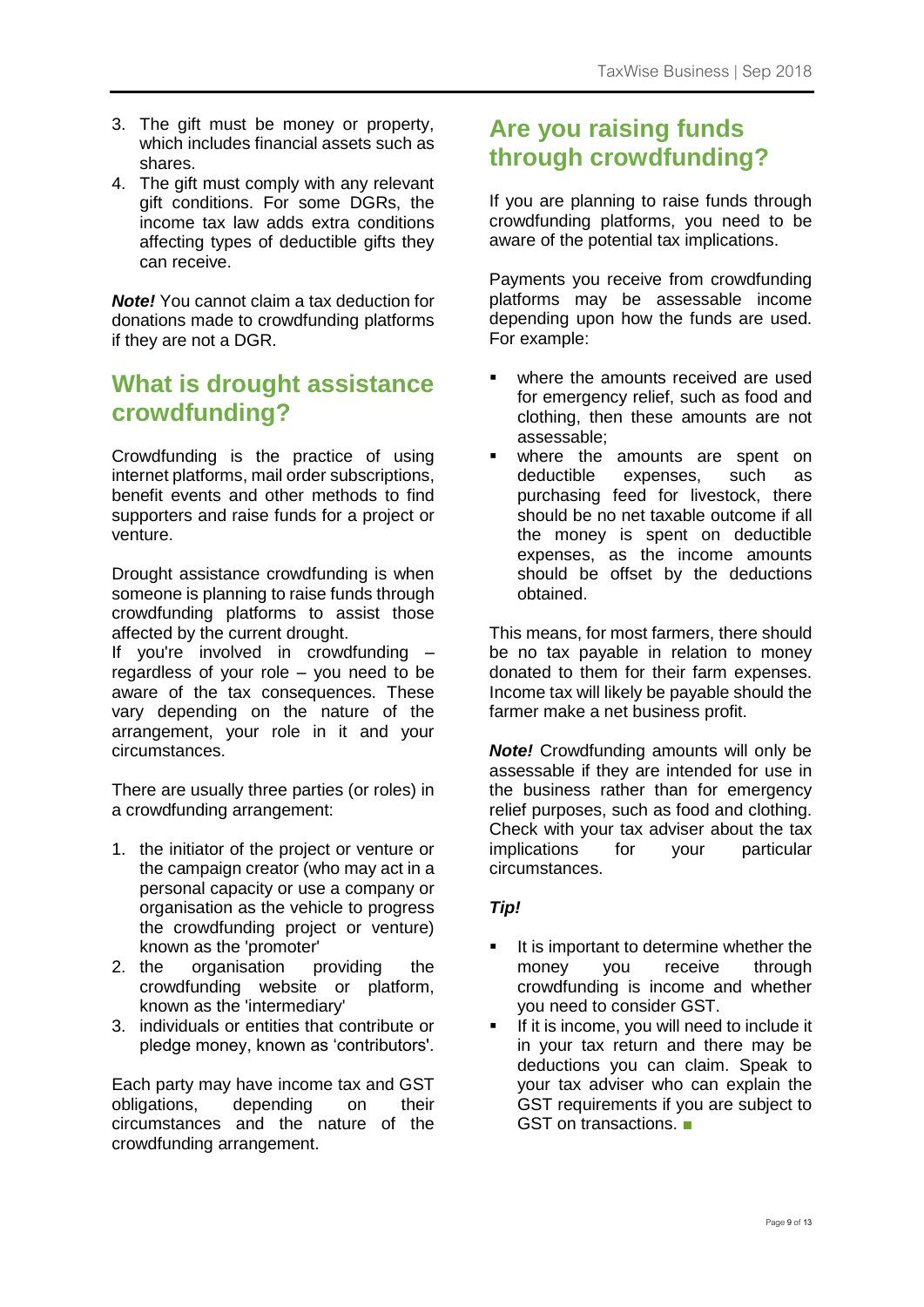3. The gift must be money or property, which includes financial assets such as shares.
4. The gift must comply with any relevant gift conditions. For some DGRs, the income tax law adds extra conditions affecting types of deductible gifts they can receive.

***Note!*** You cannot claim a tax deduction for donations made to crowdfunding platforms if they are not a DGR.

## What is drought assistance crowdfunding?

Crowdfunding is the practice of using internet platforms, mail order subscriptions, benefit events and other methods to find supporters and raise funds for a project or venture.

Drought assistance crowdfunding is when someone is planning to raise funds through crowdfunding platforms to assist those affected by the current drought.
If you're involved in crowdfunding – regardless of your role – you need to be aware of the tax consequences. These vary depending on the nature of the arrangement, your role in it and your circumstances.

There are usually three parties (or roles) in a crowdfunding arrangement:

1. the initiator of the project or venture or the campaign creator (who may act in a personal capacity or use a company or organisation as the vehicle to progress the crowdfunding project or venture) known as the 'promoter'
2. the organisation providing the crowdfunding website or platform, known as the 'intermediary'
3. individuals or entities that contribute or pledge money, known as 'contributors'.

Each party may have income tax and GST obligations, depending on their circumstances and the nature of the crowdfunding arrangement.

## Are you raising funds through crowdfunding?

If you are planning to raise funds through crowdfunding platforms, you need to be aware of the potential tax implications.

Payments you receive from crowdfunding platforms may be assessable income depending upon how the funds are used. For example:

- where the amounts received are used for emergency relief, such as food and clothing, then these amounts are not assessable;
- where the amounts are spent on deductible expenses, such as purchasing feed for livestock, there should be no net taxable outcome if all the money is spent on deductible expenses, as the income amounts should be offset by the deductions obtained.

This means, for most farmers, there should be no tax payable in relation to money donated to them for their farm expenses. Income tax will likely be payable should the farmer make a net business profit.

***Note!*** Crowdfunding amounts will only be assessable if they are intended for use in the business rather than for emergency relief purposes, such as food and clothing. Check with your tax adviser about the tax implications for your particular circumstances.

***Tip!***

- It is important to determine whether the money you receive through crowdfunding is income and whether you need to consider GST.
- If it is income, you will need to include it in your tax return and there may be deductions you can claim. Speak to your tax adviser who can explain the GST requirements if you are subject to GST on transactions. ■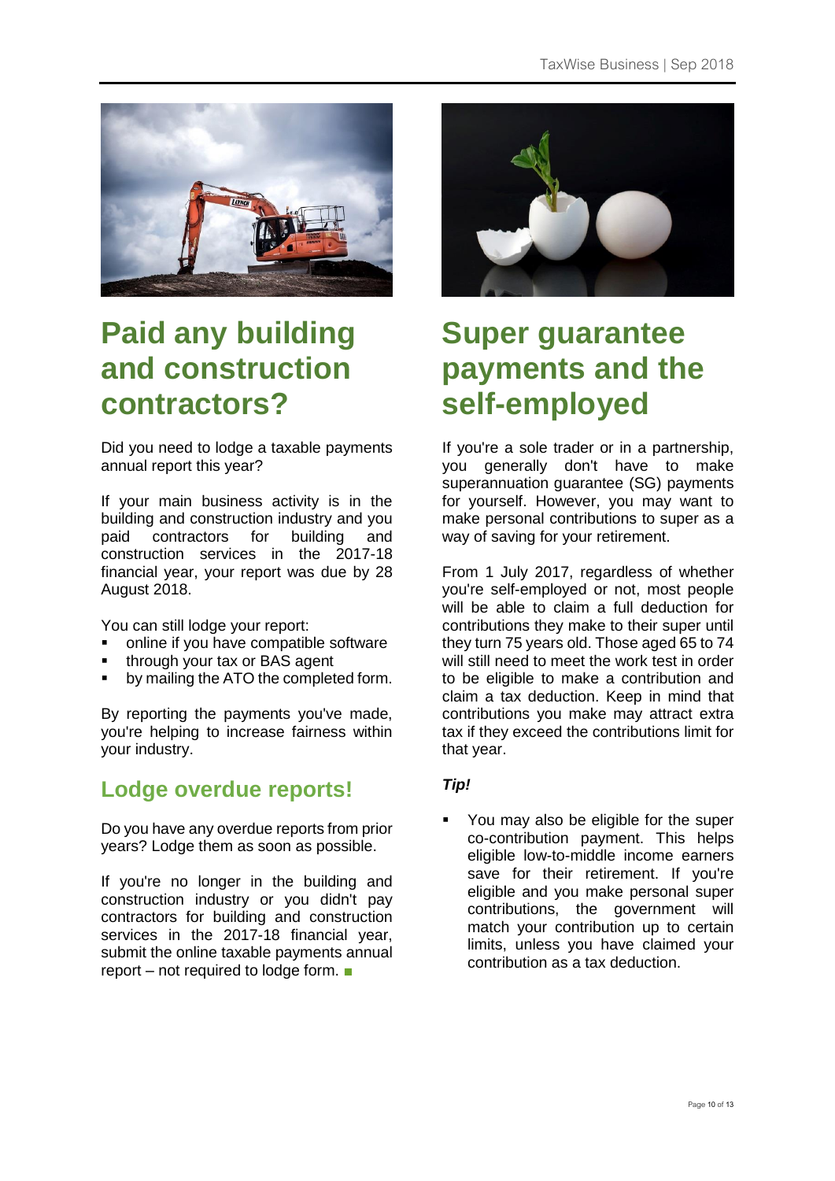# Paid any building and construction contractors?

Did you need to lodge a taxable payments annual report this year?

If your main business activity is in the building and construction industry and you paid contractors for building and construction services in the 2017-18 financial year, your report was due by 28 August 2018.

You can still lodge your report:

- online if you have compatible software
- through your tax or BAS agent
- by mailing the ATO the completed form.

By reporting the payments you've made, you're helping to increase fairness within your industry.

## Lodge overdue reports!

Do you have any overdue reports from prior years? Lodge them as soon as possible.

If you're no longer in the building and construction industry or you didn't pay contractors for building and construction services in the 2017-18 financial year, submit the online taxable payments annual report – not required to lodge form. ■

# Super guarantee payments and the self-employed

If you're a sole trader or in a partnership, you generally don't have to make superannuation guarantee (SG) payments for yourself. However, you may want to make personal contributions to super as a way of saving for your retirement.

From 1 July 2017, regardless of whether you're self-employed or not, most people will be able to claim a full deduction for contributions they make to their super until they turn 75 years old. Those aged 65 to 74 will still need to meet the work test in order to be eligible to make a contribution and claim a tax deduction. Keep in mind that contributions you make may attract extra tax if they exceed the contributions limit for that year.

***Tip!***

- You may also be eligible for the super co-contribution payment. This helps eligible low-to-middle income earners save for their retirement. If you're eligible and you make personal super contributions, the government will match your contribution up to certain limits, unless you have claimed your contribution as a tax deduction.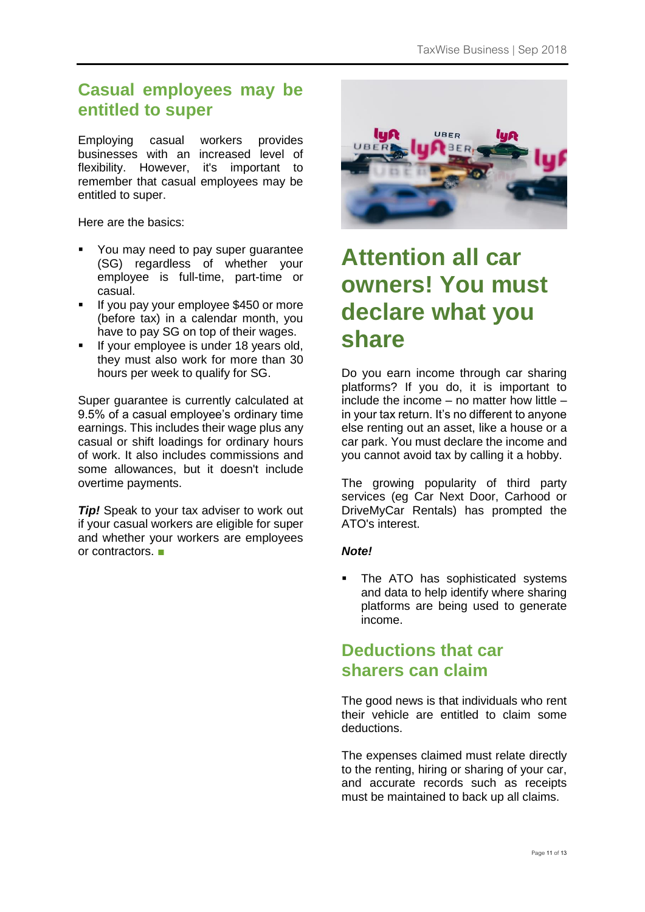## Casual employees may be entitled to super

Employing casual workers provides businesses with an increased level of flexibility. However, it's important to remember that casual employees may be entitled to super.

Here are the basics:

- You may need to pay super guarantee (SG) regardless of whether your employee is full-time, part-time or casual.
- If you pay your employee $450 or more (before tax) in a calendar month, you have to pay SG on top of their wages.
- If your employee is under 18 years old, they must also work for more than 30 hours per week to qualify for SG.

Super guarantee is currently calculated at 9.5% of a casual employee's ordinary time earnings. This includes their wage plus any casual or shift loadings for ordinary hours of work. It also includes commissions and some allowances, but it doesn't include overtime payments.

***Tip!*** Speak to your tax adviser to work out if your casual workers are eligible for super and whether your workers are employees or contractors. ■

# Attention all car owners! You must declare what you share

Do you earn income through car sharing platforms? If you do, it is important to include the income – no matter how little – in your tax return. It's no different to anyone else renting out an asset, like a house or a car park. You must declare the income and you cannot avoid tax by calling it a hobby.

The growing popularity of third party services (eg Car Next Door, Carhood or DriveMyCar Rentals) has prompted the ATO's interest.

***Note!***

- The ATO has sophisticated systems and data to help identify where sharing platforms are being used to generate income.

## Deductions that car sharers can claim

The good news is that individuals who rent their vehicle are entitled to claim some deductions.

The expenses claimed must relate directly to the renting, hiring or sharing of your car, and accurate records such as receipts must be maintained to back up all claims.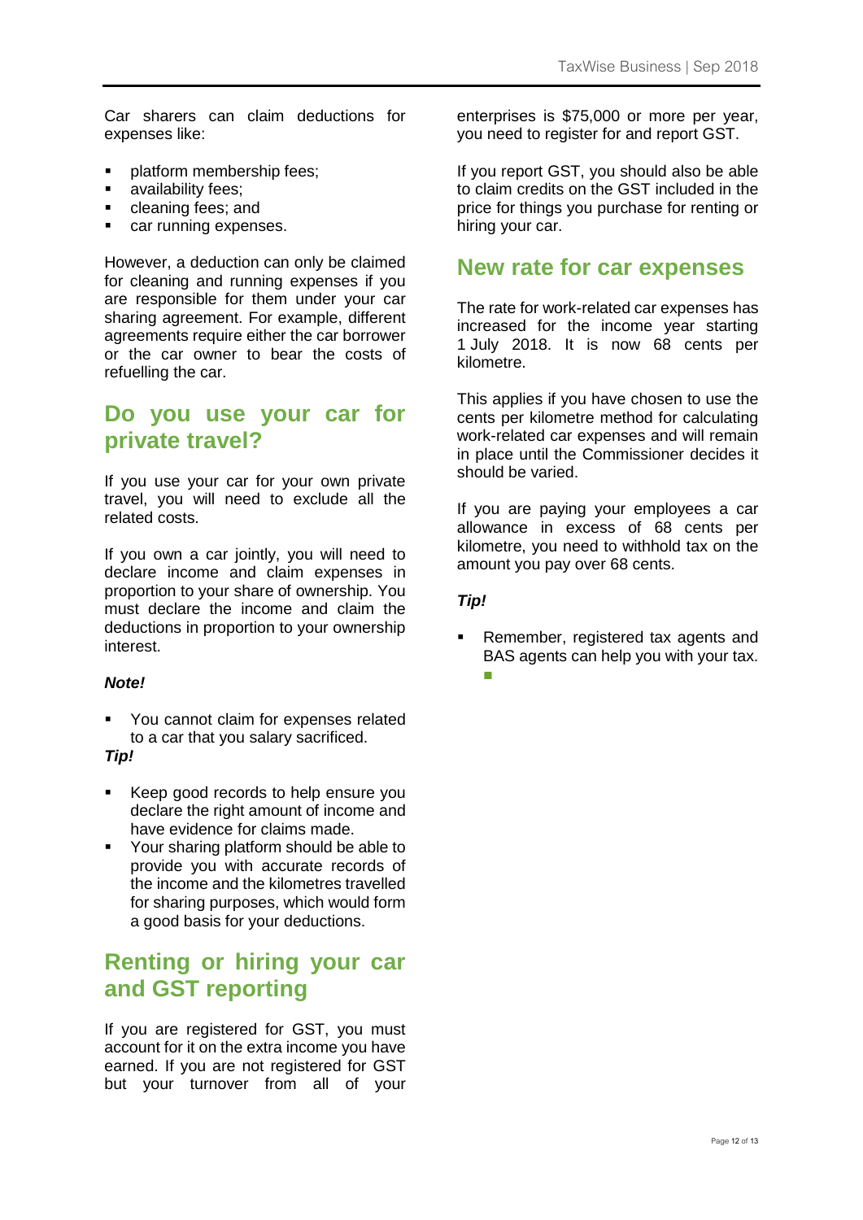Car sharers can claim deductions for expenses like:

- platform membership fees;
- availability fees;
- cleaning fees; and
- car running expenses.

However, a deduction can only be claimed for cleaning and running expenses if you are responsible for them under your car sharing agreement. For example, different agreements require either the car borrower or the car owner to bear the costs of refuelling the car.

## Do you use your car for private travel?

If you use your car for your own private travel, you will need to exclude all the related costs.

If you own a car jointly, you will need to declare income and claim expenses in proportion to your share of ownership. You must declare the income and claim the deductions in proportion to your ownership interest.

***Note!***

- You cannot claim for expenses related to a car that you salary sacrificed.

***Tip!***

- Keep good records to help ensure you declare the right amount of income and have evidence for claims made.
- Your sharing platform should be able to provide you with accurate records of the income and the kilometres travelled for sharing purposes, which would form a good basis for your deductions.

## Renting or hiring your car and GST reporting

If you are registered for GST, you must account for it on the extra income you have earned. If you are not registered for GST but your turnover from all of your enterprises is $75,000 or more per year, you need to register for and report GST.

If you report GST, you should also be able to claim credits on the GST included in the price for things you purchase for renting or hiring your car.

## New rate for car expenses

The rate for work-related car expenses has increased for the income year starting 1 July 2018. It is now 68 cents per kilometre.

This applies if you have chosen to use the cents per kilometre method for calculating work-related car expenses and will remain in place until the Commissioner decides it should be varied.

If you are paying your employees a car allowance in excess of 68 cents per kilometre, you need to withhold tax on the amount you pay over 68 cents.

***Tip!***

- Remember, registered tax agents and BAS agents can help you with your tax. ■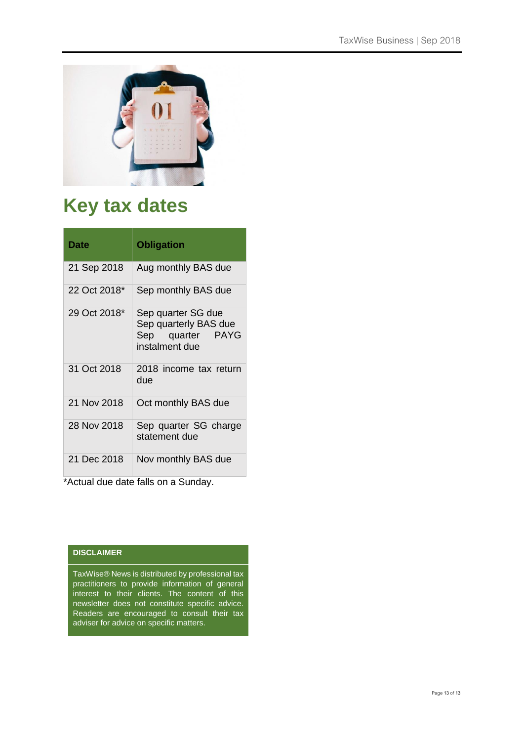# Key tax dates

| Date | Obligation |
| --- | --- |
| 21 Sep 2018 | Aug monthly BAS due |
| 22 Oct 2018* | Sep monthly BAS due |
| 29 Oct 2018* | Sep quarter SG due<br>Sep quarterly BAS due<br>Sep quarter PAYG instalment due |
| 31 Oct 2018 | 2018 income tax return due |
| 21 Nov 2018 | Oct monthly BAS due |
| 28 Nov 2018 | Sep quarter SG charge statement due |
| 21 Dec 2018 | Nov monthly BAS due |

*Actual due date falls on a Sunday.

**DISCLAIMER**

TaxWise® News is distributed by professional tax practitioners to provide information of general interest to their clients. The content of this newsletter does not constitute specific advice. Readers are encouraged to consult their tax adviser for advice on specific matters.